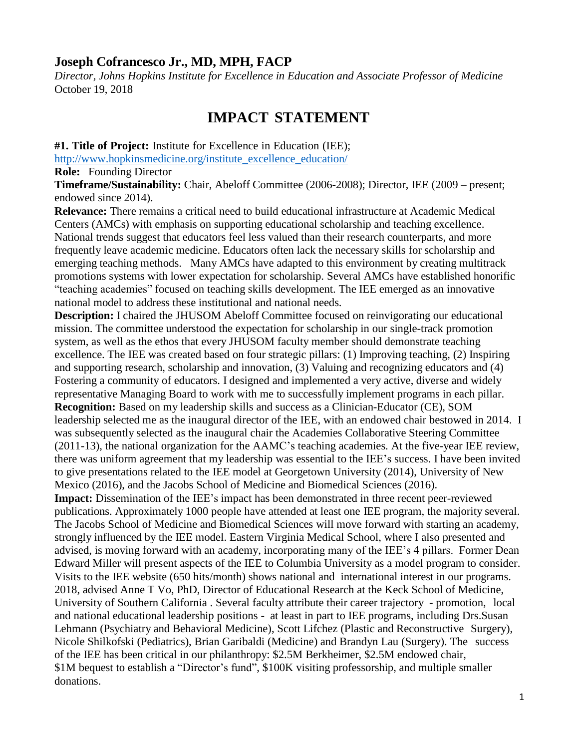## Joseph Cofrancesco Jr., MD, MPH, FACP

*Director, Johns Hopkins Institute for Excellence in Education and Associate Professor of Medicine*
October 19, 2018

# IMPACT STATEMENT

**#1. Title of Project:** Institute for Excellence in Education (IEE);
http://www.hopkinsmedicine.org/institute_excellence_education/

**Role:** Founding Director

**Timeframe/Sustainability:** Chair, Abeloff Committee (2006-2008); Director, IEE (2009 – present; endowed since 2014).

**Relevance:** There remains a critical need to build educational infrastructure at Academic Medical Centers (AMCs) with emphasis on supporting educational scholarship and teaching excellence. National trends suggest that educators feel less valued than their research counterparts, and more frequently leave academic medicine. Educators often lack the necessary skills for scholarship and emerging teaching methods. Many AMCs have adapted to this environment by creating multitrack promotions systems with lower expectation for scholarship. Several AMCs have established honorific "teaching academies" focused on teaching skills development. The IEE emerged as an innovative national model to address these institutional and national needs.

**Description:** I chaired the JHUSOM Abeloff Committee focused on reinvigorating our educational mission. The committee understood the expectation for scholarship in our single-track promotion system, as well as the ethos that every JHUSOM faculty member should demonstrate teaching excellence. The IEE was created based on four strategic pillars: (1) Improving teaching, (2) Inspiring and supporting research, scholarship and innovation, (3) Valuing and recognizing educators and (4) Fostering a community of educators. I designed and implemented a very active, diverse and widely representative Managing Board to work with me to successfully implement programs in each pillar.

**Recognition:** Based on my leadership skills and success as a Clinician-Educator (CE), SOM leadership selected me as the inaugural director of the IEE, with an endowed chair bestowed in 2014. I was subsequently selected as the inaugural chair the Academies Collaborative Steering Committee (2011-13), the national organization for the AAMC's teaching academies. At the five-year IEE review, there was uniform agreement that my leadership was essential to the IEE's success. I have been invited to give presentations related to the IEE model at Georgetown University (2014), University of New Mexico (2016), and the Jacobs School of Medicine and Biomedical Sciences (2016).

**Impact:** Dissemination of the IEE's impact has been demonstrated in three recent peer-reviewed publications. Approximately 1000 people have attended at least one IEE program, the majority several. The Jacobs School of Medicine and Biomedical Sciences will move forward with starting an academy, strongly influenced by the IEE model. Eastern Virginia Medical School, where I also presented and advised, is moving forward with an academy, incorporating many of the IEE's 4 pillars. Former Dean Edward Miller will present aspects of the IEE to Columbia University as a model program to consider. Visits to the IEE website (650 hits/month) shows national and international interest in our programs. 2018, advised Anne T Vo, PhD, Director of Educational Research at the Keck School of Medicine, University of Southern California . Several faculty attribute their career trajectory - promotion, local and national educational leadership positions - at least in part to IEE programs, including Drs.Susan Lehmann (Psychiatry and Behavioral Medicine), Scott Lifchez (Plastic and Reconstructive Surgery), Nicole Shilkofski (Pediatrics), Brian Garibaldi (Medicine) and Brandyn Lau (Surgery). The success of the IEE has been critical in our philanthropy: $2.5M Berkheimer, $2.5M endowed chair, $1M bequest to establish a "Director's fund", $100K visiting professorship, and multiple smaller donations.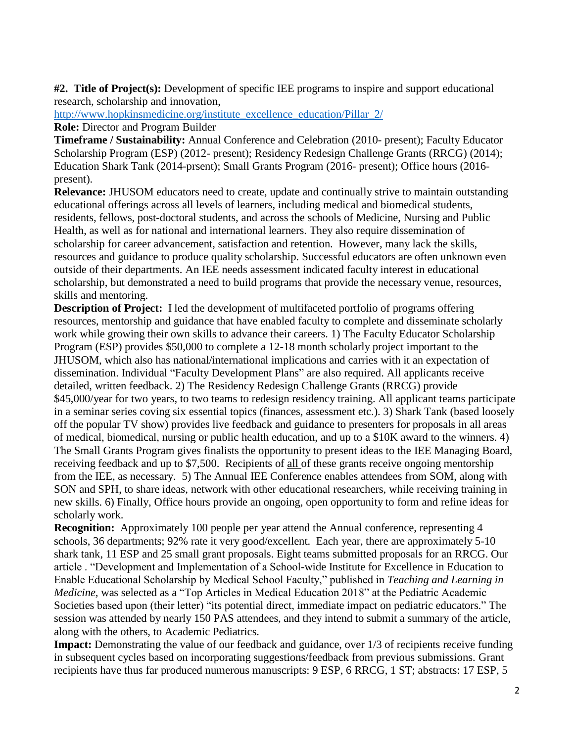**#2. Title of Project(s):** Development of specific IEE programs to inspire and support educational research, scholarship and innovation, [http://www.hopkinsmedicine.org/institute_excellence_education/Pillar_2/](http://www.hopkinsmedicine.org/institute_excellence_education/Pillar_2/)

**Role:** Director and Program Builder

**Timeframe / Sustainability:** Annual Conference and Celebration (2010- present); Faculty Educator Scholarship Program (ESP) (2012- present); Residency Redesign Challenge Grants (RRCG) (2014); Education Shark Tank (2014-prsent); Small Grants Program (2016- present); Office hours (2016- present).

**Relevance:** JHUSOM educators need to create, update and continually strive to maintain outstanding educational offerings across all levels of learners, including medical and biomedical students, residents, fellows, post-doctoral students, and across the schools of Medicine, Nursing and Public Health, as well as for national and international learners. They also require dissemination of scholarship for career advancement, satisfaction and retention. However, many lack the skills, resources and guidance to produce quality scholarship. Successful educators are often unknown even outside of their departments. An IEE needs assessment indicated faculty interest in educational scholarship, but demonstrated a need to build programs that provide the necessary venue, resources, skills and mentoring.

**Description of Project:** I led the development of multifaceted portfolio of programs offering resources, mentorship and guidance that have enabled faculty to complete and disseminate scholarly work while growing their own skills to advance their careers. 1) The Faculty Educator Scholarship Program (ESP) provides $50,000 to complete a 12-18 month scholarly project important to the JHUSOM, which also has national/international implications and carries with it an expectation of dissemination. Individual "Faculty Development Plans" are also required. All applicants receive detailed, written feedback. 2) The Residency Redesign Challenge Grants (RRCG) provide $45,000/year for two years, to two teams to redesign residency training. All applicant teams participate in a seminar series coving six essential topics (finances, assessment etc.). 3) Shark Tank (based loosely off the popular TV show) provides live feedback and guidance to presenters for proposals in all areas of medical, biomedical, nursing or public health education, and up to a $10K award to the winners. 4) The Small Grants Program gives finalists the opportunity to present ideas to the IEE Managing Board, receiving feedback and up to $7,500. Recipients of <u>all</u> of these grants receive ongoing mentorship from the IEE, as necessary. 5) The Annual IEE Conference enables attendees from SOM, along with SON and SPH, to share ideas, network with other educational researchers, while receiving training in new skills. 6) Finally, Office hours provide an ongoing, open opportunity to form and refine ideas for scholarly work.

**Recognition:** Approximately 100 people per year attend the Annual conference, representing 4 schools, 36 departments; 92% rate it very good/excellent. Each year, there are approximately 5-10 shark tank, 11 ESP and 25 small grant proposals. Eight teams submitted proposals for an RRCG. Our article . "Development and Implementation of a School-wide Institute for Excellence in Education to Enable Educational Scholarship by Medical School Faculty," published in *Teaching and Learning in Medicine*, was selected as a "Top Articles in Medical Education 2018" at the Pediatric Academic Societies based upon (their letter) "its potential direct, immediate impact on pediatric educators." The session was attended by nearly 150 PAS attendees, and they intend to submit a summary of the article, along with the others, to Academic Pediatrics.

**Impact:** Demonstrating the value of our feedback and guidance, over 1/3 of recipients receive funding in subsequent cycles based on incorporating suggestions/feedback from previous submissions. Grant recipients have thus far produced numerous manuscripts: 9 ESP, 6 RRCG, 1 ST; abstracts: 17 ESP, 5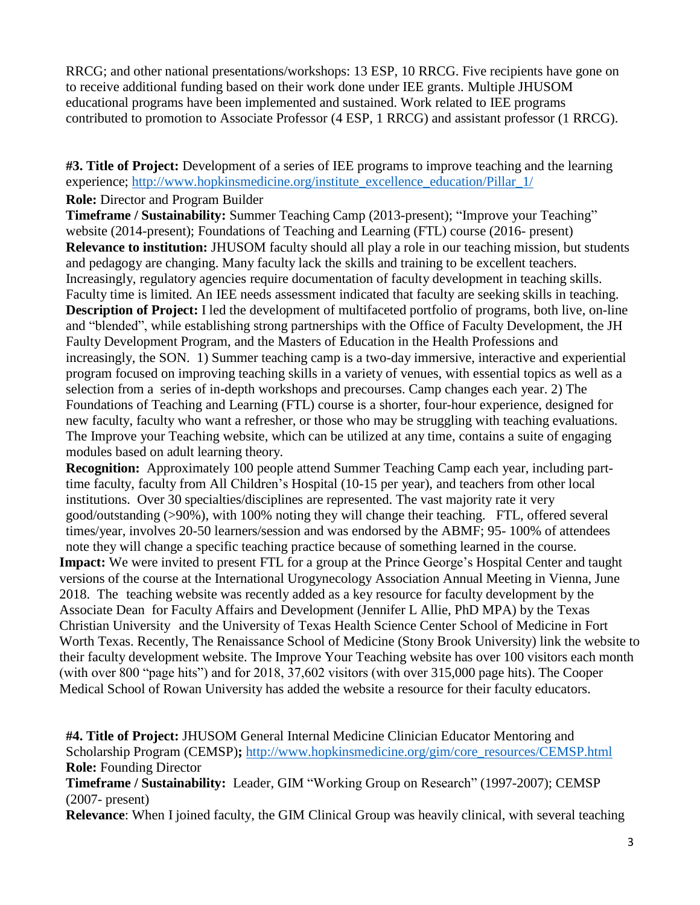RRCG; and other national presentations/workshops: 13 ESP, 10 RRCG. Five recipients have gone on to receive additional funding based on their work done under IEE grants. Multiple JHUSOM educational programs have been implemented and sustained. Work related to IEE programs contributed to promotion to Associate Professor (4 ESP, 1 RRCG) and assistant professor (1 RRCG).

**#3. Title of Project:** Development of a series of IEE programs to improve teaching and the learning experience; [http://www.hopkinsmedicine.org/institute_excellence_education/Pillar_1/](http://www.hopkinsmedicine.org/institute_excellence_education/Pillar_1/)

**Role:** Director and Program Builder

**Timeframe / Sustainability:** Summer Teaching Camp (2013-present); "Improve your Teaching" website (2014-present); Foundations of Teaching and Learning (FTL) course (2016- present)

**Relevance to institution:** JHUSOM faculty should all play a role in our teaching mission, but students and pedagogy are changing. Many faculty lack the skills and training to be excellent teachers. Increasingly, regulatory agencies require documentation of faculty development in teaching skills. Faculty time is limited. An IEE needs assessment indicated that faculty are seeking skills in teaching.

**Description of Project:** I led the development of multifaceted portfolio of programs, both live, on-line and "blended", while establishing strong partnerships with the Office of Faculty Development, the JH Faulty Development Program, and the Masters of Education in the Health Professions and increasingly, the SON. 1) Summer teaching camp is a two-day immersive, interactive and experiential program focused on improving teaching skills in a variety of venues, with essential topics as well as a selection from a series of in-depth workshops and precourses. Camp changes each year. 2) The Foundations of Teaching and Learning (FTL) course is a shorter, four-hour experience, designed for new faculty, faculty who want a refresher, or those who may be struggling with teaching evaluations. The Improve your Teaching website, which can be utilized at any time, contains a suite of engaging modules based on adult learning theory.

**Recognition:** Approximately 100 people attend Summer Teaching Camp each year, including part-time faculty, faculty from All Children's Hospital (10-15 per year), and teachers from other local institutions. Over 30 specialties/disciplines are represented. The vast majority rate it very good/outstanding (>90%), with 100% noting they will change their teaching. FTL, offered several times/year, involves 20-50 learners/session and was endorsed by the ABMF; 95- 100% of attendees note they will change a specific teaching practice because of something learned in the course.

**Impact:** We were invited to present FTL for a group at the Prince George's Hospital Center and taught versions of the course at the International Urogynecology Association Annual Meeting in Vienna, June 2018. The teaching website was recently added as a key resource for faculty development by the Associate Dean for Faculty Affairs and Development (Jennifer L Allie, PhD MPA) by the Texas Christian University and the University of Texas Health Science Center School of Medicine in Fort Worth Texas. Recently, The Renaissance School of Medicine (Stony Brook University) link the website to their faculty development website. The Improve Your Teaching website has over 100 visitors each month (with over 800 "page hits") and for 2018, 37,602 visitors (with over 315,000 page hits). The Cooper Medical School of Rowan University has added the website a resource for their faculty educators.

**#4. Title of Project:** JHUSOM General Internal Medicine Clinician Educator Mentoring and Scholarship Program (CEMSP)**;** [http://www.hopkinsmedicine.org/gim/core_resources/CEMSP.html](http://www.hopkinsmedicine.org/gim/core_resources/CEMSP.html)

**Role:** Founding Director

**Timeframe / Sustainability:** Leader, GIM "Working Group on Research" (1997-2007); CEMSP (2007- present)

**Relevance**: When I joined faculty, the GIM Clinical Group was heavily clinical, with several teaching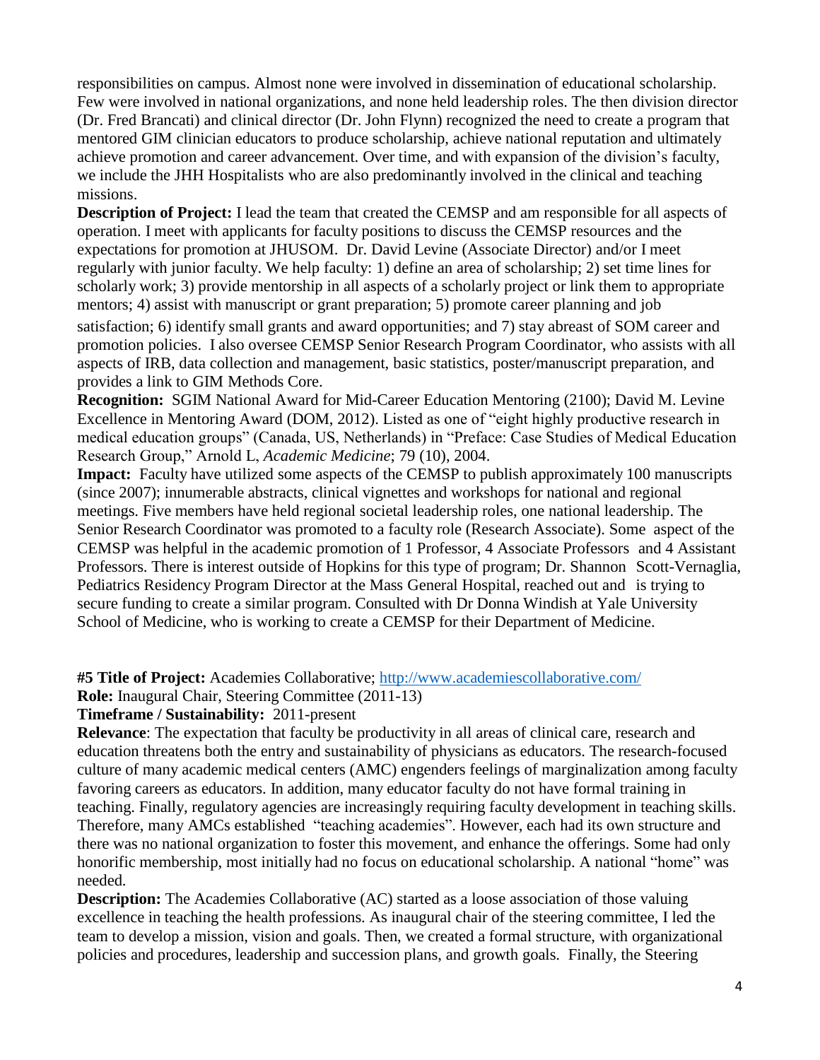responsibilities on campus. Almost none were involved in dissemination of educational scholarship. Few were involved in national organizations, and none held leadership roles. The then division director (Dr. Fred Brancati) and clinical director (Dr. John Flynn) recognized the need to create a program that mentored GIM clinician educators to produce scholarship, achieve national reputation and ultimately achieve promotion and career advancement. Over time, and with expansion of the division's faculty, we include the JHH Hospitalists who are also predominantly involved in the clinical and teaching missions.

**Description of Project:** I lead the team that created the CEMSP and am responsible for all aspects of operation. I meet with applicants for faculty positions to discuss the CEMSP resources and the expectations for promotion at JHUSOM. Dr. David Levine (Associate Director) and/or I meet regularly with junior faculty. We help faculty: 1) define an area of scholarship; 2) set time lines for scholarly work; 3) provide mentorship in all aspects of a scholarly project or link them to appropriate mentors; 4) assist with manuscript or grant preparation; 5) promote career planning and job satisfaction; 6) identify small grants and award opportunities; and 7) stay abreast of SOM career and promotion policies. I also oversee CEMSP Senior Research Program Coordinator, who assists with all aspects of IRB, data collection and management, basic statistics, poster/manuscript preparation, and provides a link to GIM Methods Core.

**Recognition:** SGIM National Award for Mid-Career Education Mentoring (2100); David M. Levine Excellence in Mentoring Award (DOM, 2012). Listed as one of "eight highly productive research in medical education groups" (Canada, US, Netherlands) in "Preface: Case Studies of Medical Education Research Group," Arnold L, *Academic Medicine*; 79 (10), 2004.

**Impact:** Faculty have utilized some aspects of the CEMSP to publish approximately 100 manuscripts (since 2007); innumerable abstracts, clinical vignettes and workshops for national and regional meetings. Five members have held regional societal leadership roles, one national leadership. The Senior Research Coordinator was promoted to a faculty role (Research Associate). Some aspect of the CEMSP was helpful in the academic promotion of 1 Professor, 4 Associate Professors and 4 Assistant Professors. There is interest outside of Hopkins for this type of program; Dr. Shannon Scott-Vernaglia, Pediatrics Residency Program Director at the Mass General Hospital, reached out and is trying to secure funding to create a similar program. Consulted with Dr Donna Windish at Yale University School of Medicine, who is working to create a CEMSP for their Department of Medicine.

**#5 Title of Project:** Academies Collaborative; http://www.academiescollaborative.com/

**Role:** Inaugural Chair, Steering Committee (2011-13)

**Timeframe / Sustainability:** 2011-present

**Relevance**: The expectation that faculty be productivity in all areas of clinical care, research and education threatens both the entry and sustainability of physicians as educators. The research-focused culture of many academic medical centers (AMC) engenders feelings of marginalization among faculty favoring careers as educators. In addition, many educator faculty do not have formal training in teaching. Finally, regulatory agencies are increasingly requiring faculty development in teaching skills. Therefore, many AMCs established "teaching academies". However, each had its own structure and there was no national organization to foster this movement, and enhance the offerings. Some had only honorific membership, most initially had no focus on educational scholarship. A national "home" was needed.

**Description:** The Academies Collaborative (AC) started as a loose association of those valuing excellence in teaching the health professions. As inaugural chair of the steering committee, I led the team to develop a mission, vision and goals. Then, we created a formal structure, with organizational policies and procedures, leadership and succession plans, and growth goals. Finally, the Steering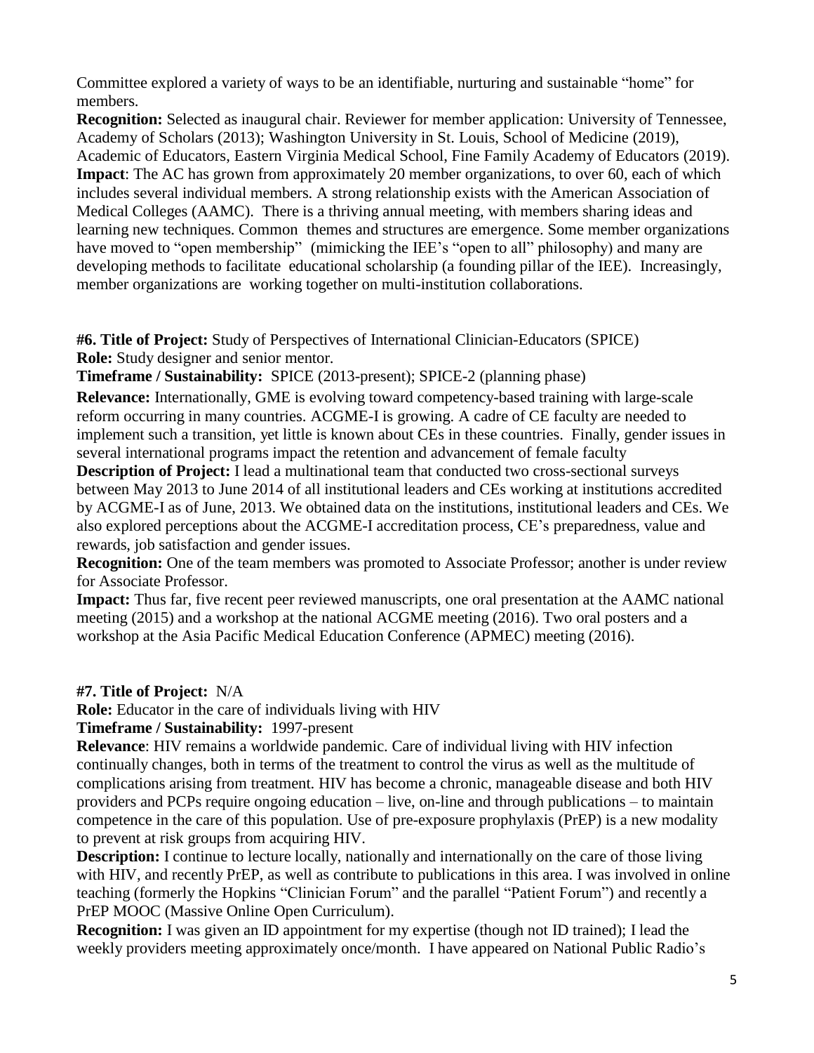Committee explored a variety of ways to be an identifiable, nurturing and sustainable "home" for members.

**Recognition:** Selected as inaugural chair. Reviewer for member application: University of Tennessee, Academy of Scholars (2013); Washington University in St. Louis, School of Medicine (2019), Academic of Educators, Eastern Virginia Medical School, Fine Family Academy of Educators (2019).

**Impact**: The AC has grown from approximately 20 member organizations, to over 60, each of which includes several individual members. A strong relationship exists with the American Association of Medical Colleges (AAMC). There is a thriving annual meeting, with members sharing ideas and learning new techniques. Common themes and structures are emergence. Some member organizations have moved to "open membership" (mimicking the IEE's "open to all" philosophy) and many are developing methods to facilitate educational scholarship (a founding pillar of the IEE). Increasingly, member organizations are working together on multi-institution collaborations.

**#6. Title of Project:** Study of Perspectives of International Clinician-Educators (SPICE)

**Role:** Study designer and senior mentor.

**Timeframe / Sustainability:** SPICE (2013-present); SPICE-2 (planning phase)

**Relevance:** Internationally, GME is evolving toward competency-based training with large-scale reform occurring in many countries. ACGME-I is growing. A cadre of CE faculty are needed to implement such a transition, yet little is known about CEs in these countries. Finally, gender issues in several international programs impact the retention and advancement of female faculty

**Description of Project:** I lead a multinational team that conducted two cross-sectional surveys between May 2013 to June 2014 of all institutional leaders and CEs working at institutions accredited by ACGME-I as of June, 2013. We obtained data on the institutions, institutional leaders and CEs. We also explored perceptions about the ACGME-I accreditation process, CE's preparedness, value and rewards, job satisfaction and gender issues.

**Recognition:** One of the team members was promoted to Associate Professor; another is under review for Associate Professor.

**Impact:** Thus far, five recent peer reviewed manuscripts, one oral presentation at the AAMC national meeting (2015) and a workshop at the national ACGME meeting (2016). Two oral posters and a workshop at the Asia Pacific Medical Education Conference (APMEC) meeting (2016).

**#7. Title of Project:** N/A

**Role:** Educator in the care of individuals living with HIV

**Timeframe / Sustainability:** 1997-present

**Relevance**: HIV remains a worldwide pandemic. Care of individual living with HIV infection continually changes, both in terms of the treatment to control the virus as well as the multitude of complications arising from treatment. HIV has become a chronic, manageable disease and both HIV providers and PCPs require ongoing education – live, on-line and through publications – to maintain competence in the care of this population. Use of pre-exposure prophylaxis (PrEP) is a new modality to prevent at risk groups from acquiring HIV.

**Description:** I continue to lecture locally, nationally and internationally on the care of those living with HIV, and recently PrEP, as well as contribute to publications in this area. I was involved in online teaching (formerly the Hopkins "Clinician Forum" and the parallel "Patient Forum") and recently a PrEP MOOC (Massive Online Open Curriculum).

**Recognition:** I was given an ID appointment for my expertise (though not ID trained); I lead the weekly providers meeting approximately once/month. I have appeared on National Public Radio's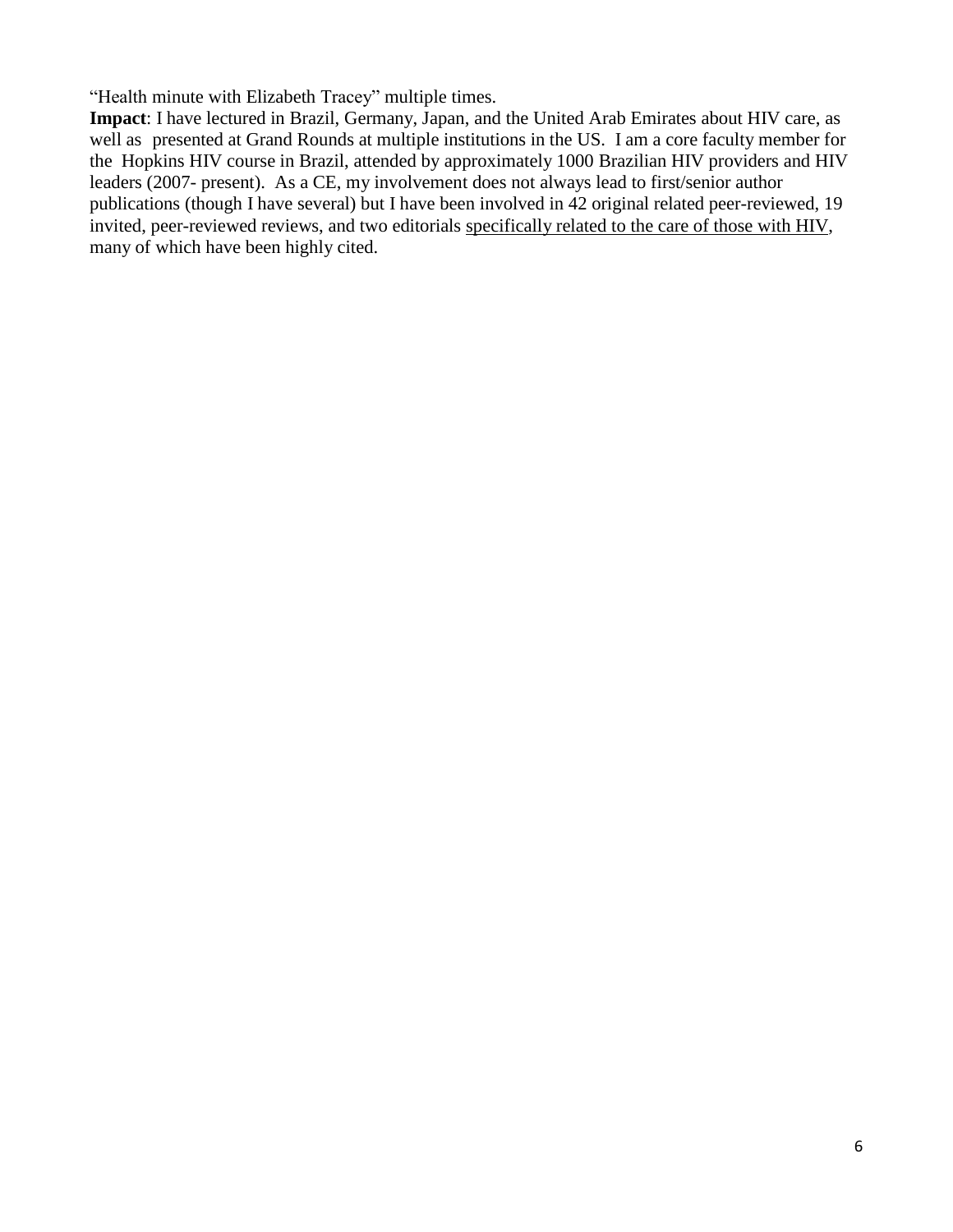"Health minute with Elizabeth Tracey" multiple times.

**Impact**: I have lectured in Brazil, Germany, Japan, and the United Arab Emirates about HIV care, as well as presented at Grand Rounds at multiple institutions in the US. I am a core faculty member for the Hopkins HIV course in Brazil, attended by approximately 1000 Brazilian HIV providers and HIV leaders (2007- present). As a CE, my involvement does not always lead to first/senior author publications (though I have several) but I have been involved in 42 original related peer-reviewed, 19 invited, peer-reviewed reviews, and two editorials <u>specifically related to the care of those with HIV</u>, many of which have been highly cited.